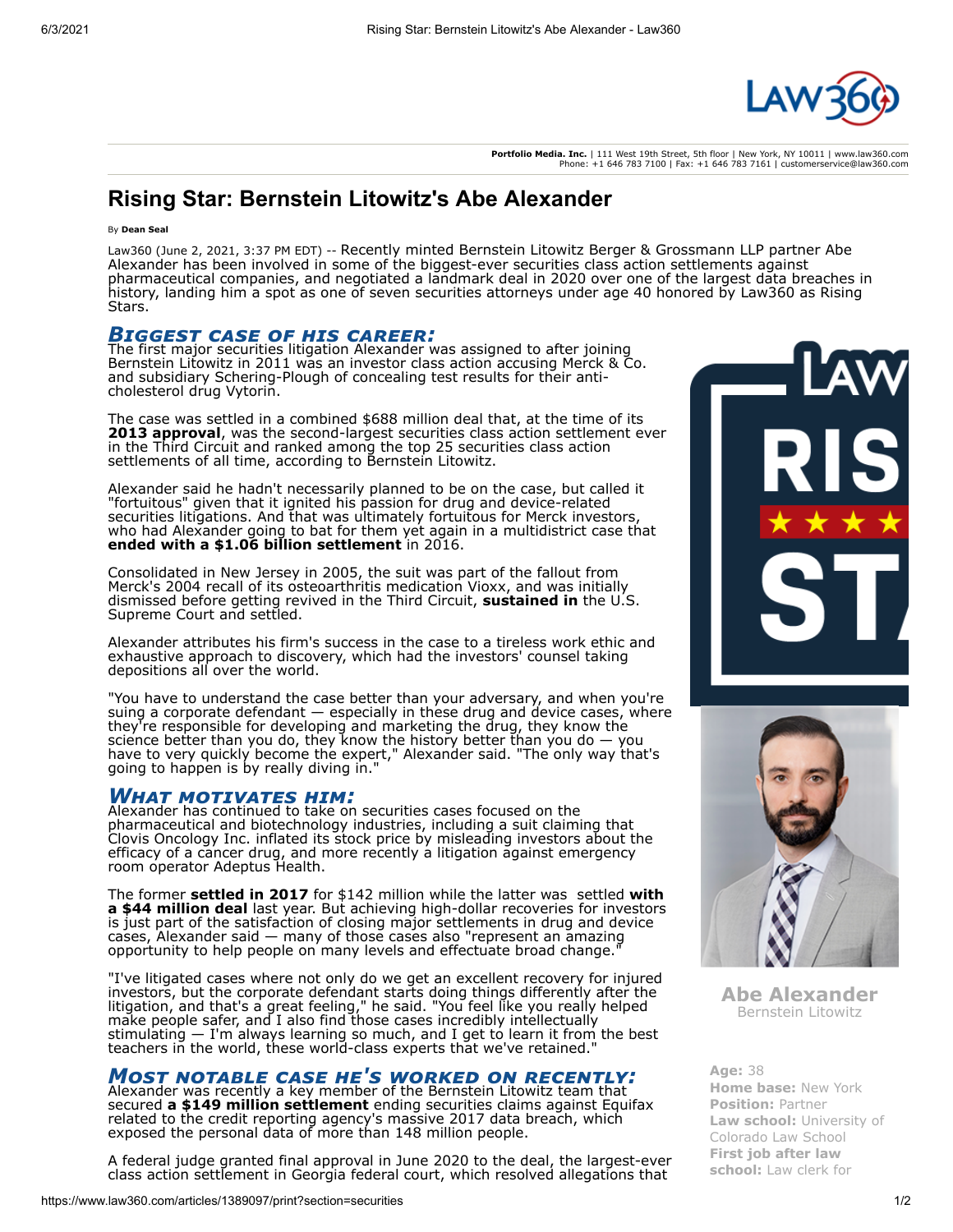Portfolio Media. Inc. | 111 West 19th Street, 5th floor | New York, NY 10011 | www.law360.com
Phone: +1 646 783 7100 | Fax: +1 646 783 7161 | customerservice@law360.com

# Rising Star: Bernstein Litowitz's Abe Alexander

By **Dean Seal**

Law360 (June 2, 2021, 3:37 PM EDT) -- Recently minted Bernstein Litowitz Berger & Grossmann LLP partner Abe Alexander has been involved in some of the biggest-ever securities class action settlements against pharmaceutical companies, and negotiated a landmark deal in 2020 over one of the largest data breaches in history, landing him a spot as one of seven securities attorneys under age 40 honored by Law360 as Rising Stars.

## *Biggest case of his career:*

The first major securities litigation Alexander was assigned to after joining Bernstein Litowitz in 2011 was an investor class action accusing Merck & Co. and subsidiary Schering-Plough of concealing test results for their anti-cholesterol drug Vytorin.

The case was settled in a combined $688 million deal that, at the time of its **2013 approval**, was the second-largest securities class action settlement ever in the Third Circuit and ranked among the top 25 securities class action settlements of all time, according to Bernstein Litowitz.

Alexander said he hadn't necessarily planned to be on the case, but called it "fortuitous" given that it ignited his passion for drug and device-related securities litigations. And that was ultimately fortuitous for Merck investors, who had Alexander going to bat for them yet again in a multidistrict case that **ended with a $1.06 billion settlement** in 2016.

Consolidated in New Jersey in 2005, the suit was part of the fallout from Merck's 2004 recall of its osteoarthritis medication Vioxx, and was initially dismissed before getting revived in the Third Circuit, **sustained in** the U.S. Supreme Court and settled.

Alexander attributes his firm's success in the case to a tireless work ethic and exhaustive approach to discovery, which had the investors' counsel taking depositions all over the world.

"You have to understand the case better than your adversary, and when you're suing a corporate defendant — especially in these drug and device cases, where they're responsible for developing and marketing the drug, they know the science better than you do, they know the history better than you do — you have to very quickly become the expert," Alexander said. "The only way that's going to happen is by really diving in."

## *What motivates him:*

Alexander has continued to take on securities cases focused on the pharmaceutical and biotechnology industries, including a suit claiming that Clovis Oncology Inc. inflated its stock price by misleading investors about the efficacy of a cancer drug, and more recently a litigation against emergency room operator Adeptus Health.

The former **settled in 2017** for $142 million while the latter was settled **with a $44 million deal** last year. But achieving high-dollar recoveries for investors is just part of the satisfaction of closing major settlements in drug and device cases, Alexander said — many of those cases also "represent an amazing opportunity to help people on many levels and effectuate broad change."

"I've litigated cases where not only do we get an excellent recovery for injured investors, but the corporate defendant starts doing things differently after the litigation, and that's a great feeling," he said. "You feel like you really helped make people safer, and I also find those cases incredibly intellectually stimulating — I'm always learning so much, and I get to learn it from the best teachers in the world, these world-class experts that we've retained."

## *Most notable case he's worked on recently:*

Alexander was recently a key member of the Bernstein Litowitz team that secured **a $149 million settlement** ending securities claims against Equifax related to the credit reporting agency's massive 2017 data breach, which exposed the personal data of more than 148 million people.

A federal judge granted final approval in June 2020 to the deal, the largest-ever class action settlement in Georgia federal court, which resolved allegations that

**Abe Alexander**
Bernstein Litowitz

**Age:** 38
**Home base:** New York
**Position:** Partner
**Law school:** University of Colorado Law School
**First job after law school:** Law clerk for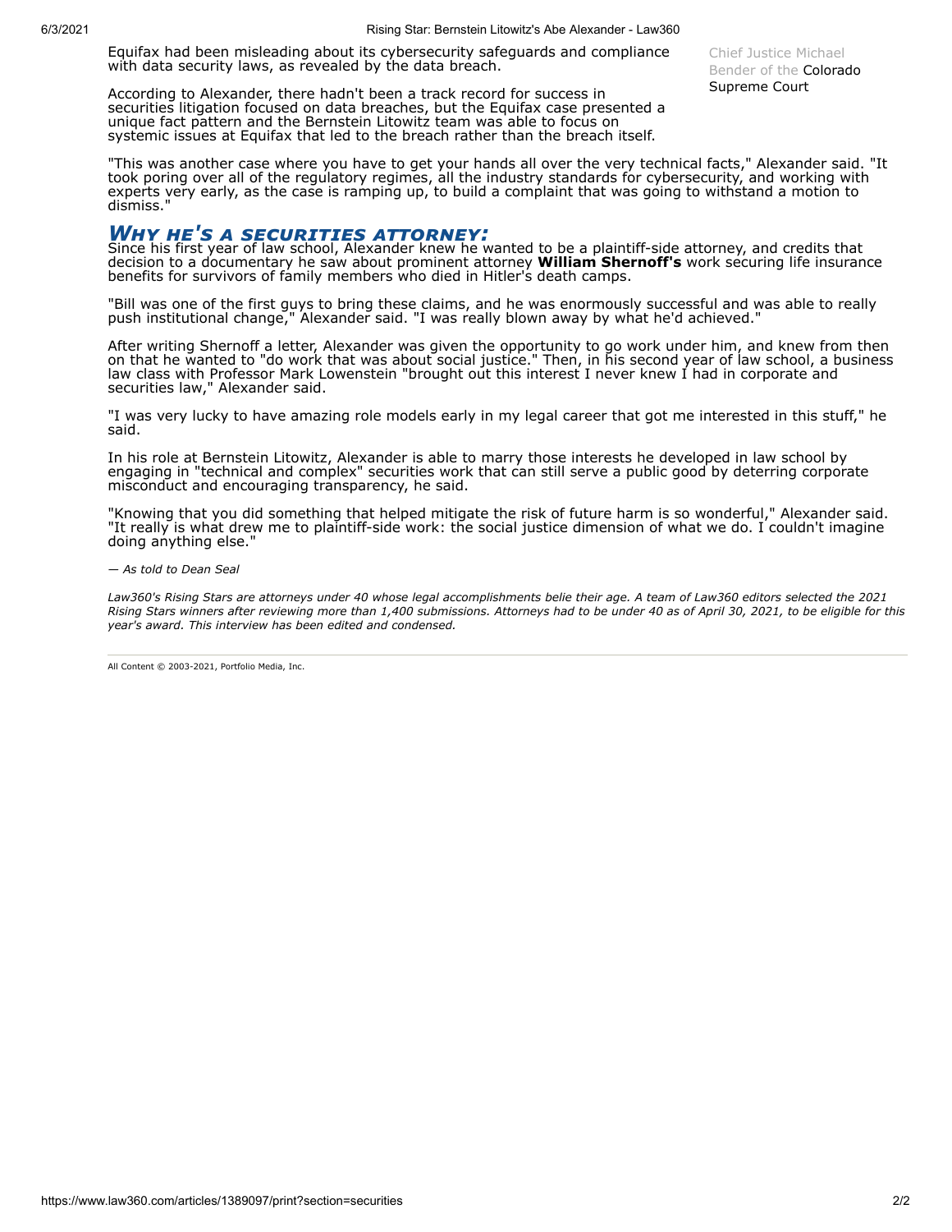Equifax had been misleading about its cybersecurity safeguards and compliance with data security laws, as revealed by the data breach.

According to Alexander, there hadn't been a track record for success in securities litigation focused on data breaches, but the Equifax case presented a unique fact pattern and the Bernstein Litowitz team was able to focus on systemic issues at Equifax that led to the breach rather than the breach itself.

Chief Justice Michael Bender of the Colorado Supreme Court

"This was another case where you have to get your hands all over the very technical facts," Alexander said. "It took poring over all of the regulatory regimes, all the industry standards for cybersecurity, and working with experts very early, as the case is ramping up, to build a complaint that was going to withstand a motion to dismiss."

## *Why he's a securities attorney:*

Since his first year of law school, Alexander knew he wanted to be a plaintiff-side attorney, and credits that decision to a documentary he saw about prominent attorney **William Shernoff's** work securing life insurance benefits for survivors of family members who died in Hitler's death camps.

"Bill was one of the first guys to bring these claims, and he was enormously successful and was able to really push institutional change," Alexander said. "I was really blown away by what he'd achieved."

After writing Shernoff a letter, Alexander was given the opportunity to go work under him, and knew from then on that he wanted to "do work that was about social justice." Then, in his second year of law school, a business law class with Professor Mark Lowenstein "brought out this interest I never knew I had in corporate and securities law," Alexander said.

"I was very lucky to have amazing role models early in my legal career that got me interested in this stuff," he said.

In his role at Bernstein Litowitz, Alexander is able to marry those interests he developed in law school by engaging in "technical and complex" securities work that can still serve a public good by deterring corporate misconduct and encouraging transparency, he said.

"Knowing that you did something that helped mitigate the risk of future harm is so wonderful," Alexander said. "It really is what drew me to plaintiff-side work: the social justice dimension of what we do. I couldn't imagine doing anything else."

*— As told to Dean Seal*

*Law360's Rising Stars are attorneys under 40 whose legal accomplishments belie their age. A team of Law360 editors selected the 2021 Rising Stars winners after reviewing more than 1,400 submissions. Attorneys had to be under 40 as of April 30, 2021, to be eligible for this year's award. This interview has been edited and condensed.*

All Content © 2003-2021, Portfolio Media, Inc.